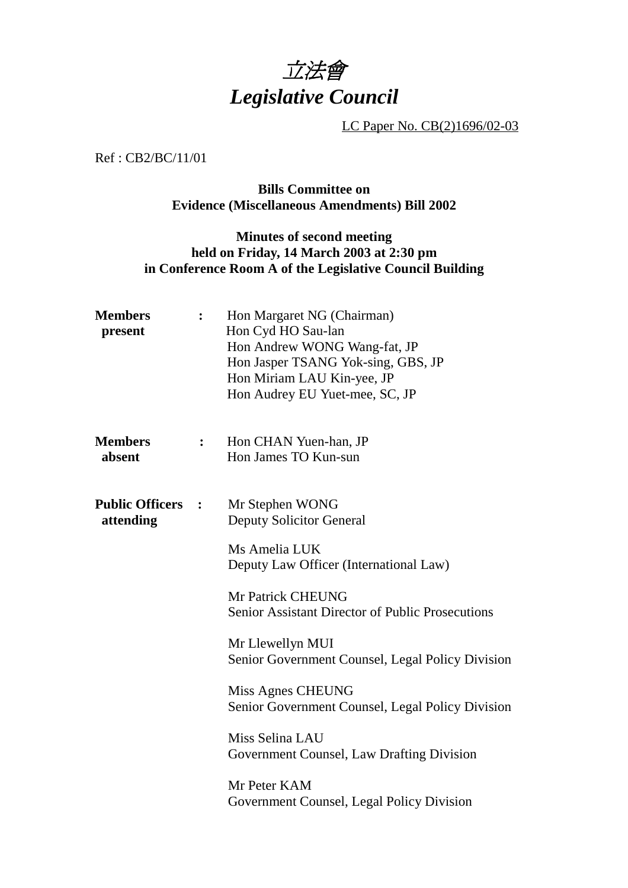# *立法會*
# *Legislative Council*

LC Paper No. CB(2)1696/02-03

Ref : CB2/BC/11/01

**Bills Committee on**
**Evidence (Miscellaneous Amendments) Bill 2002**

**Minutes of second meeting**
**held on Friday, 14 March 2003 at 2:30 pm**
**in Conference Room A of the Legislative Council Building**

| | | |
|---|---|---|
| **Members present** | **:** | Hon Margaret NG (Chairman)<br>Hon Cyd HO Sau-lan<br>Hon Andrew WONG Wang-fat, JP<br>Hon Jasper TSANG Yok-sing, GBS, JP<br>Hon Miriam LAU Kin-yee, JP<br>Hon Audrey EU Yuet-mee, SC, JP |
| **Members absent** | **:** | Hon CHAN Yuen-han, JP<br>Hon James TO Kun-sun |
| **Public Officers attending** | **:** | Mr Stephen WONG<br>Deputy Solicitor General<br><br>Ms Amelia LUK<br>Deputy Law Officer (International Law)<br><br>Mr Patrick CHEUNG<br>Senior Assistant Director of Public Prosecutions<br><br>Mr Llewellyn MUI<br>Senior Government Counsel, Legal Policy Division<br><br>Miss Agnes CHEUNG<br>Senior Government Counsel, Legal Policy Division<br><br>Miss Selina LAU<br>Government Counsel, Law Drafting Division<br><br>Mr Peter KAM<br>Government Counsel, Legal Policy Division |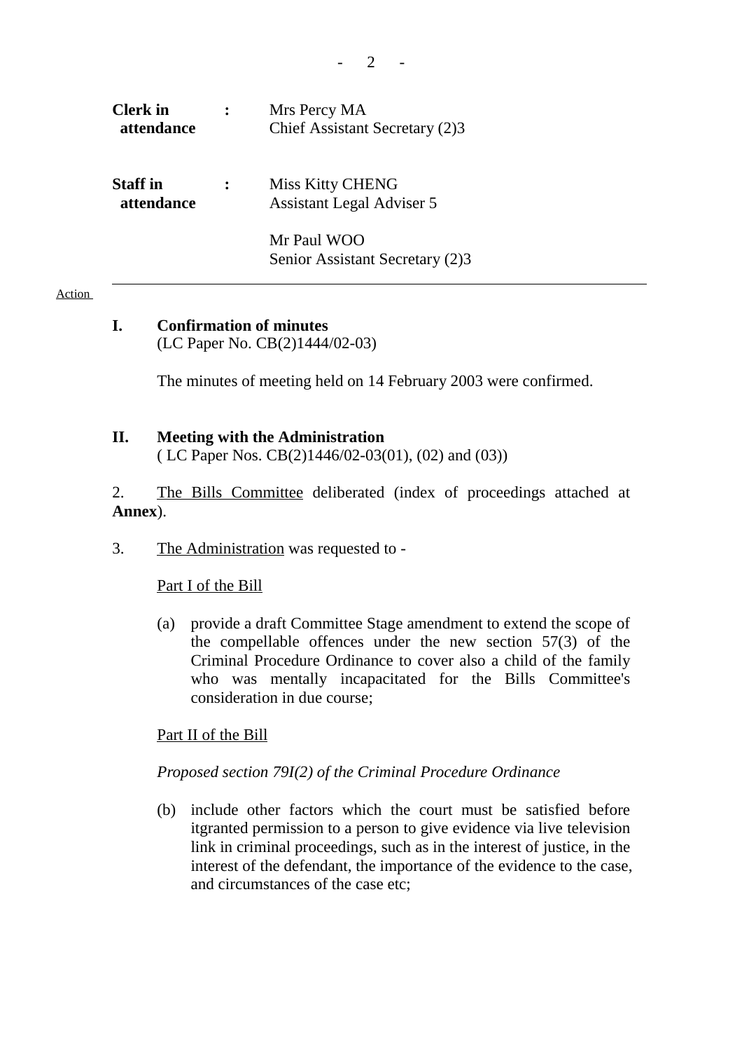| | | |
|---|---|---|
| **Clerk in attendance** | **:** | Mrs Percy MA<br>Chief Assistant Secretary (2)3 |
| **Staff in attendance** | **:** | Miss Kitty CHENG<br>Assistant Legal Adviser 5<br><br>Mr Paul WOO<br>Senior Assistant Secretary (2)3 |

---

Action

## I. Confirmation of minutes

(LC Paper No. CB(2)1444/02-03)

The minutes of meeting held on 14 February 2003 were confirmed.

## II. Meeting with the Administration

( LC Paper Nos. CB(2)1446/02-03(01), (02) and (03))

2. The Bills Committee deliberated (index of proceedings attached at **Annex**).

3. The Administration was requested to -

Part I of the Bill

(a) provide a draft Committee Stage amendment to extend the scope of the compellable offences under the new section 57(3) of the Criminal Procedure Ordinance to cover also a child of the family who was mentally incapacitated for the Bills Committee's consideration in due course;

Part II of the Bill

*Proposed section 79I(2) of the Criminal Procedure Ordinance*

(b) include other factors which the court must be satisfied before itgranted permission to a person to give evidence via live television link in criminal proceedings, such as in the interest of justice, in the interest of the defendant, the importance of the evidence to the case, and circumstances of the case etc;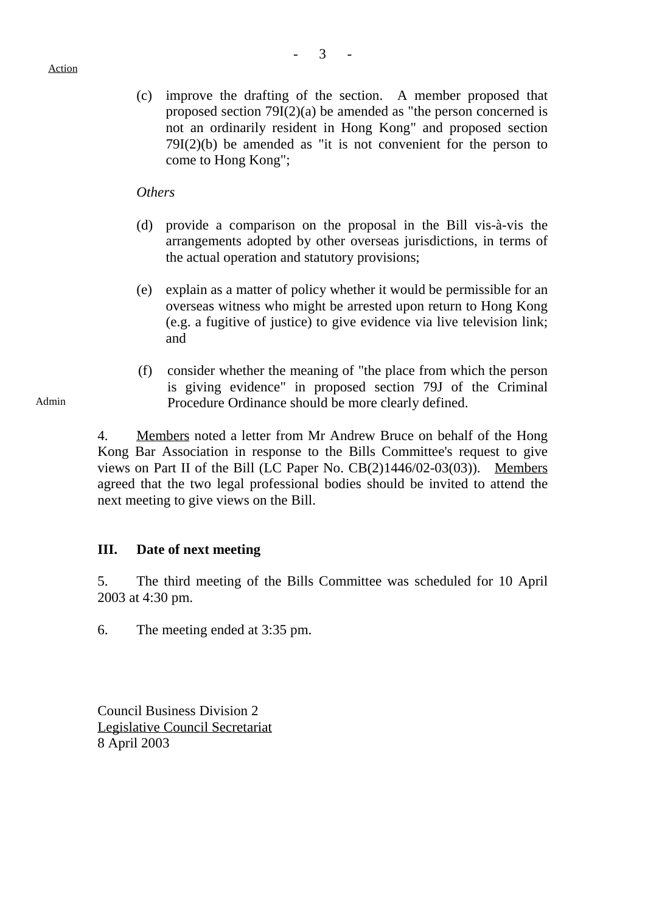Action

(c) improve the drafting of the section. A member proposed that proposed section 79I(2)(a) be amended as "the person concerned is not an ordinarily resident in Hong Kong" and proposed section 79I(2)(b) be amended as "it is not convenient for the person to come to Hong Kong";

*Others*

(d) provide a comparison on the proposal in the Bill vis-à-vis the arrangements adopted by other overseas jurisdictions, in terms of the actual operation and statutory provisions;

(e) explain as a matter of policy whether it would be permissible for an overseas witness who might be arrested upon return to Hong Kong (e.g. a fugitive of justice) to give evidence via live television link; and

(f) consider whether the meaning of "the place from which the person is giving evidence" in proposed section 79J of the Criminal Procedure Ordinance should be more clearly defined.

Admin

4. Members noted a letter from Mr Andrew Bruce on behalf of the Hong Kong Bar Association in response to the Bills Committee's request to give views on Part II of the Bill (LC Paper No. CB(2)1446/02-03(03)). Members agreed that the two legal professional bodies should be invited to attend the next meeting to give views on the Bill.

## III. Date of next meeting

5. The third meeting of the Bills Committee was scheduled for 10 April 2003 at 4:30 pm.

6. The meeting ended at 3:35 pm.

Council Business Division 2
Legislative Council Secretariat
8 April 2003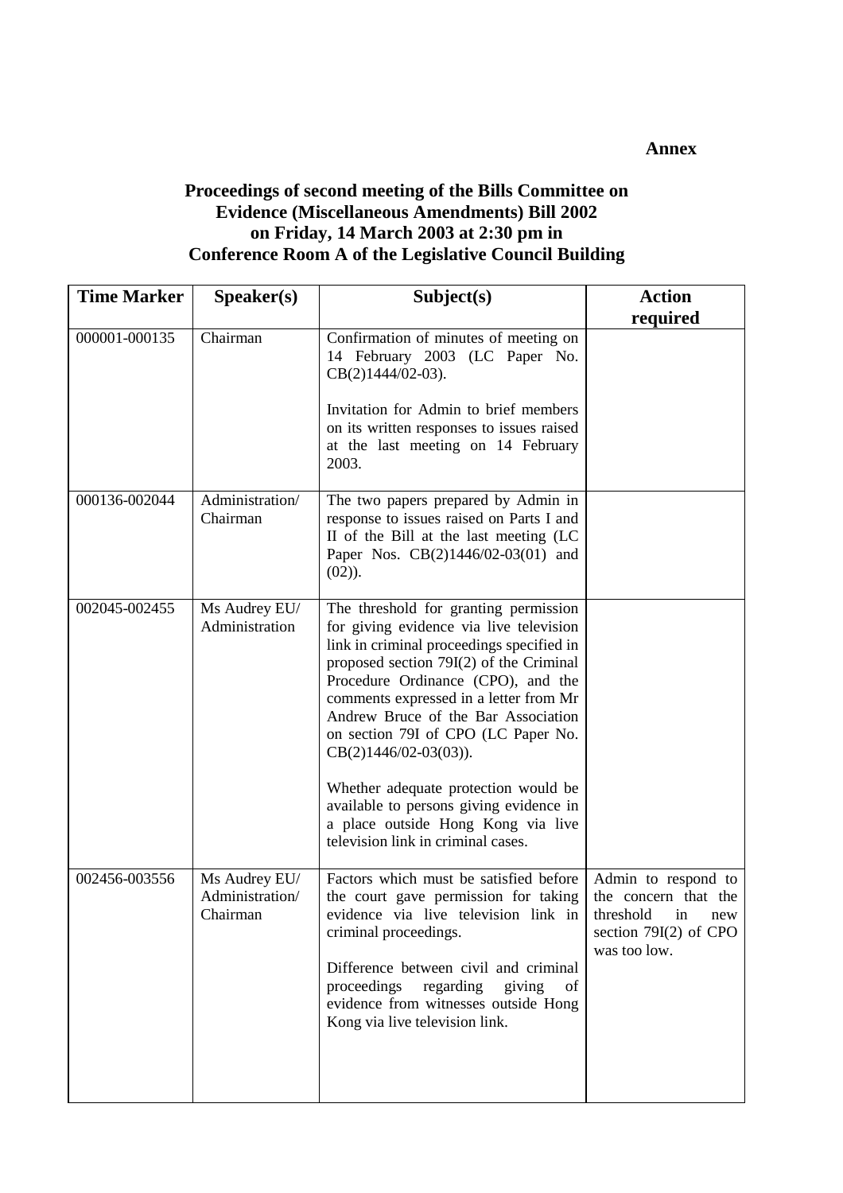**Annex**

## Proceedings of second meeting of the Bills Committee on Evidence (Miscellaneous Amendments) Bill 2002 on Friday, 14 March 2003 at 2:30 pm in Conference Room A of the Legislative Council Building

| Time Marker | Speaker(s) | Subject(s) | Action required |
|---|---|---|---|
| 000001-000135 | Chairman | Confirmation of minutes of meeting on 14 February 2003 (LC Paper No. CB(2)1444/02-03).<br><br>Invitation for Admin to brief members on its written responses to issues raised at the last meeting on 14 February 2003. | |
| 000136-002044 | Administration/ Chairman | The two papers prepared by Admin in response to issues raised on Parts I and II of the Bill at the last meeting (LC Paper Nos. CB(2)1446/02-03(01) and (02)). | |
| 002045-002455 | Ms Audrey EU/ Administration | The threshold for granting permission for giving evidence via live television link in criminal proceedings specified in proposed section 79I(2) of the Criminal Procedure Ordinance (CPO), and the comments expressed in a letter from Mr Andrew Bruce of the Bar Association on section 79I of CPO (LC Paper No. CB(2)1446/02-03(03)).<br><br>Whether adequate protection would be available to persons giving evidence in a place outside Hong Kong via live television link in criminal cases. | |
| 002456-003556 | Ms Audrey EU/ Administration/ Chairman | Factors which must be satisfied before the court gave permission for taking evidence via live television link in criminal proceedings.<br><br>Difference between civil and criminal proceedings regarding giving of evidence from witnesses outside Hong Kong via live television link. | Admin to respond to the concern that the threshold in new section 79I(2) of CPO was too low. |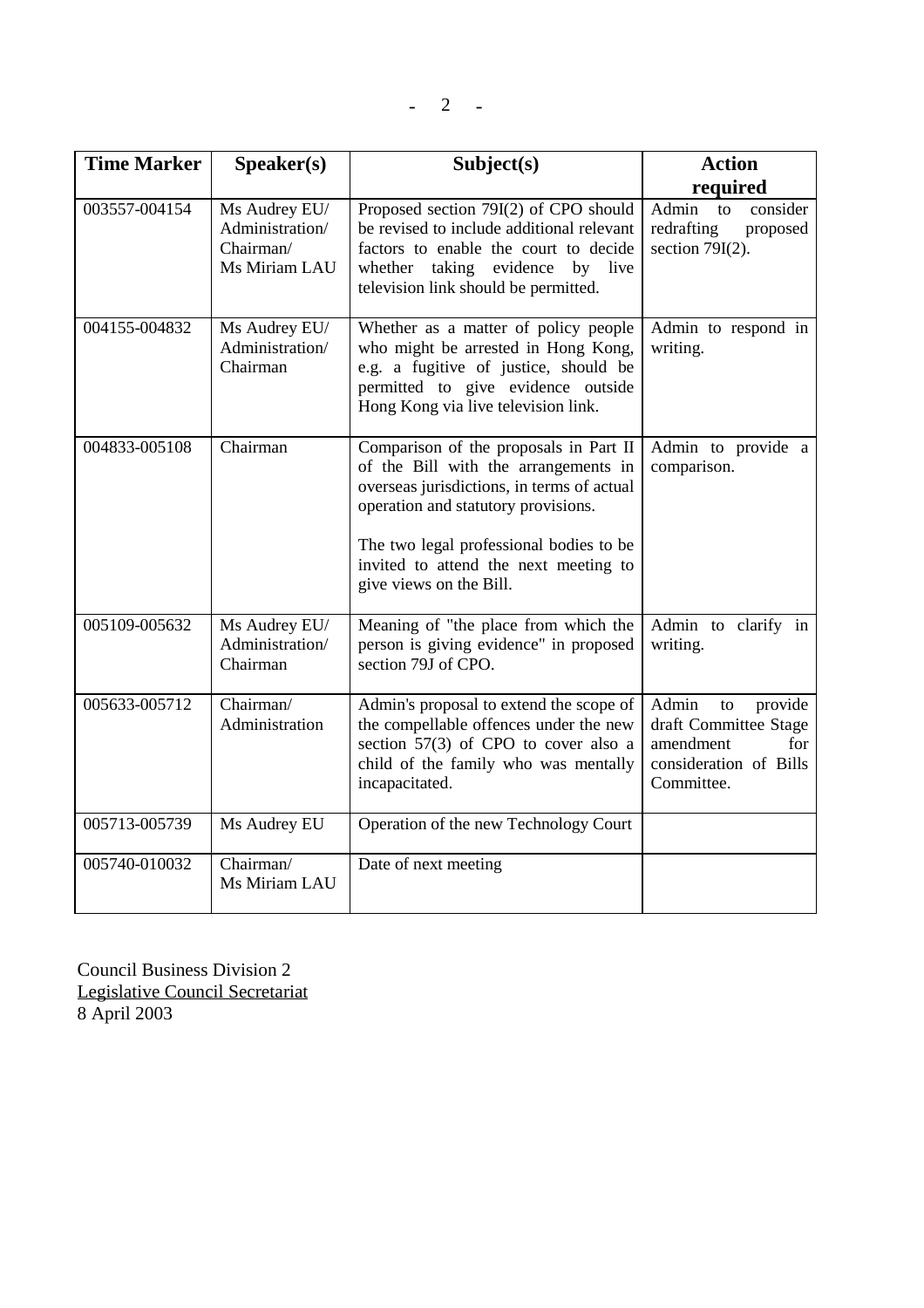| Time Marker | Speaker(s) | Subject(s) | Action required |
|---|---|---|---|
| 003557-004154 | Ms Audrey EU/ Administration/ Chairman/ Ms Miriam LAU | Proposed section 79I(2) of CPO should be revised to include additional relevant factors to enable the court to decide whether taking evidence by live television link should be permitted. | Admin to consider redrafting proposed section 79I(2). |
| 004155-004832 | Ms Audrey EU/ Administration/ Chairman | Whether as a matter of policy people who might be arrested in Hong Kong, e.g. a fugitive of justice, should be permitted to give evidence outside Hong Kong via live television link. | Admin to respond in writing. |
| 004833-005108 | Chairman | Comparison of the proposals in Part II of the Bill with the arrangements in overseas jurisdictions, in terms of actual operation and statutory provisions.<br><br>The two legal professional bodies to be invited to attend the next meeting to give views on the Bill. | Admin to provide a comparison. |
| 005109-005632 | Ms Audrey EU/ Administration/ Chairman | Meaning of "the place from which the person is giving evidence" in proposed section 79J of CPO. | Admin to clarify in writing. |
| 005633-005712 | Chairman/ Administration | Admin's proposal to extend the scope of the compellable offences under the new section 57(3) of CPO to cover also a child of the family who was mentally incapacitated. | Admin to provide draft Committee Stage amendment for consideration of Bills Committee. |
| 005713-005739 | Ms Audrey EU | Operation of the new Technology Court | |
| 005740-010032 | Chairman/ Ms Miriam LAU | Date of next meeting | |

Council Business Division 2
Legislative Council Secretariat
8 April 2003